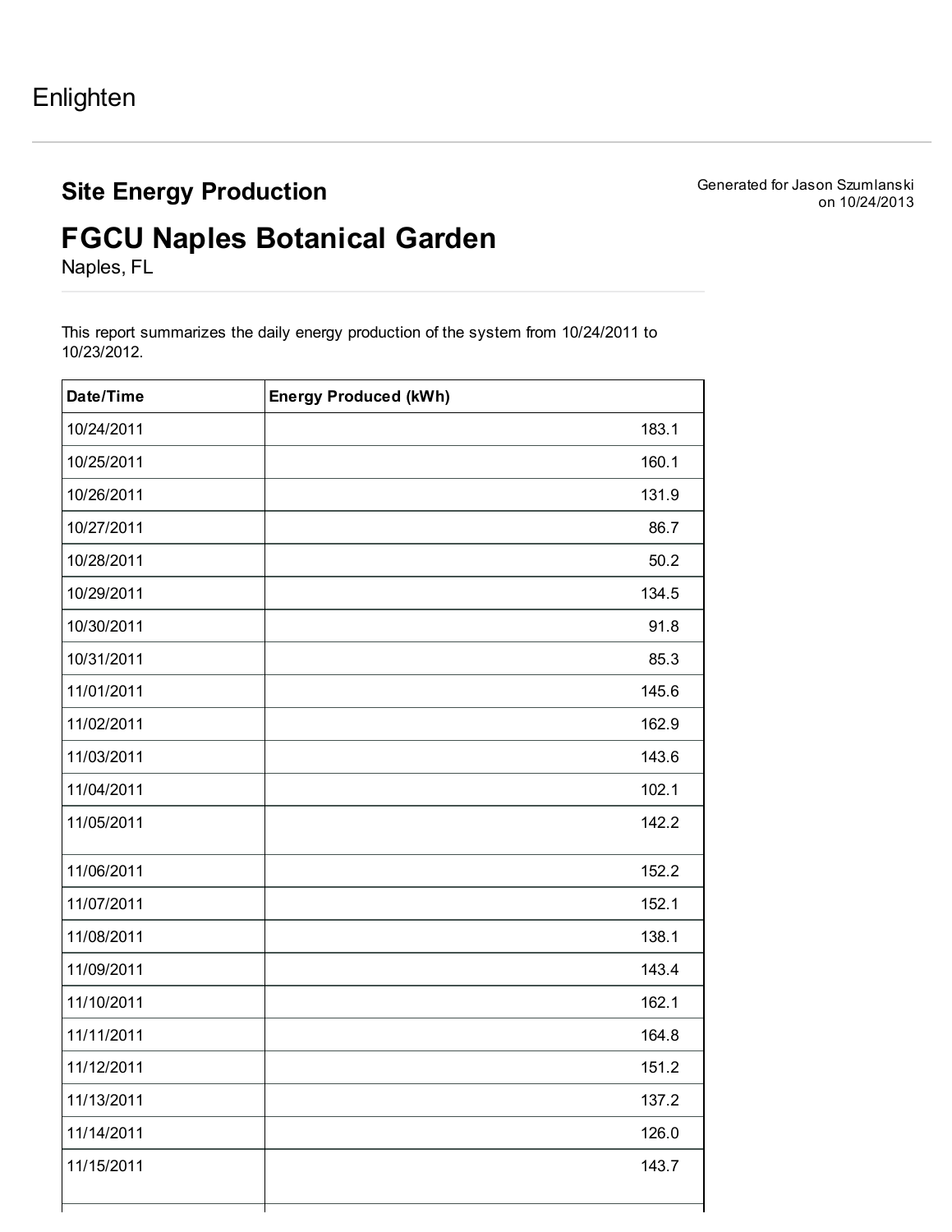Enlighten

## Site Energy Production

Generated for Jason Szumlanski on 10/24/2013

# FGCU Naples Botanical Garden

Naples, FL

This report summarizes the daily energy production of the system from 10/24/2011 to 10/23/2012.

| Date/Time | Energy Produced (kWh) |
|---|---|
| 10/24/2011 | 183.1 |
| 10/25/2011 | 160.1 |
| 10/26/2011 | 131.9 |
| 10/27/2011 | 86.7 |
| 10/28/2011 | 50.2 |
| 10/29/2011 | 134.5 |
| 10/30/2011 | 91.8 |
| 10/31/2011 | 85.3 |
| 11/01/2011 | 145.6 |
| 11/02/2011 | 162.9 |
| 11/03/2011 | 143.6 |
| 11/04/2011 | 102.1 |
| 11/05/2011 | 142.2 |
| 11/06/2011 | 152.2 |
| 11/07/2011 | 152.1 |
| 11/08/2011 | 138.1 |
| 11/09/2011 | 143.4 |
| 11/10/2011 | 162.1 |
| 11/11/2011 | 164.8 |
| 11/12/2011 | 151.2 |
| 11/13/2011 | 137.2 |
| 11/14/2011 | 126.0 |
| 11/15/2011 | 143.7 |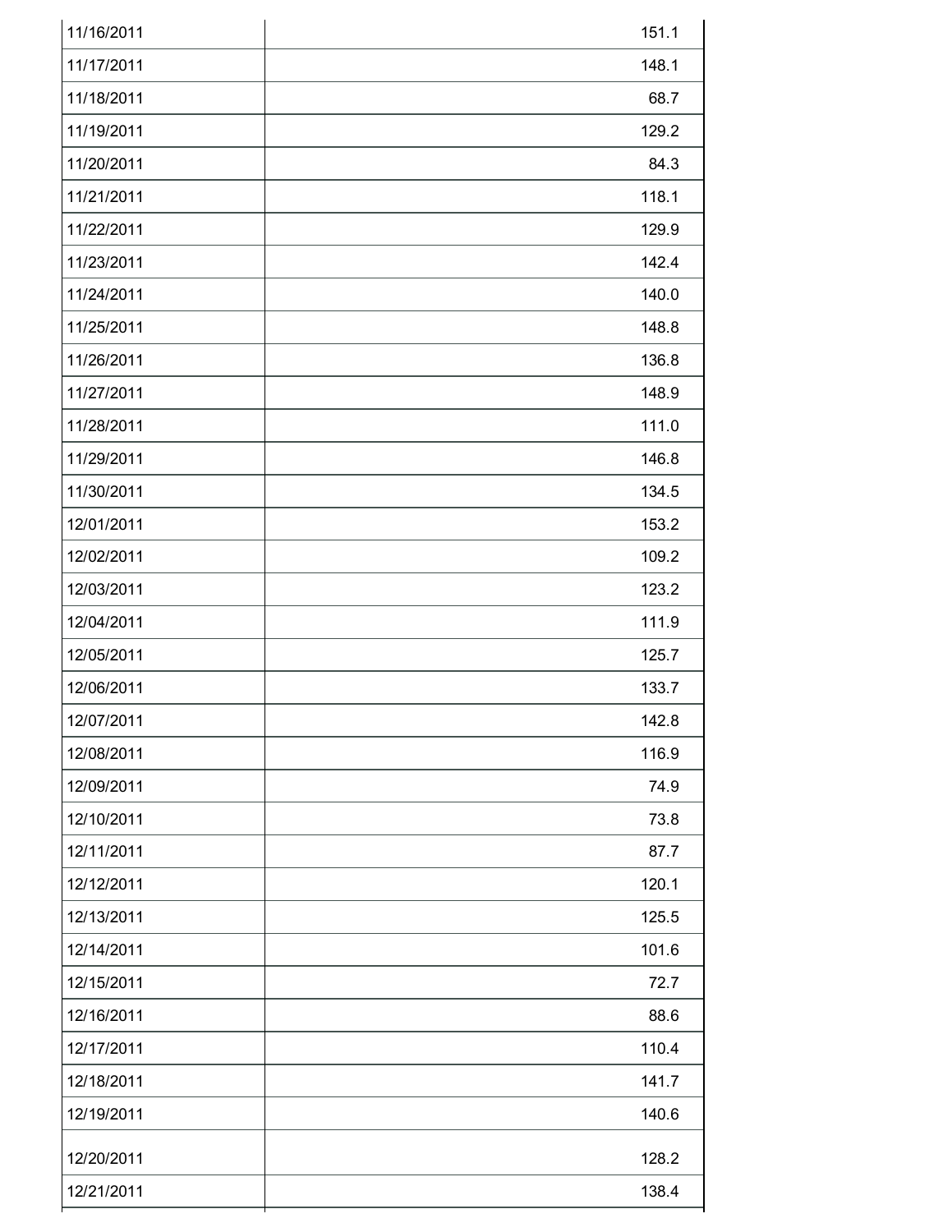| | |
|---|---|
| 11/16/2011 | 151.1 |
| 11/17/2011 | 148.1 |
| 11/18/2011 | 68.7 |
| 11/19/2011 | 129.2 |
| 11/20/2011 | 84.3 |
| 11/21/2011 | 118.1 |
| 11/22/2011 | 129.9 |
| 11/23/2011 | 142.4 |
| 11/24/2011 | 140.0 |
| 11/25/2011 | 148.8 |
| 11/26/2011 | 136.8 |
| 11/27/2011 | 148.9 |
| 11/28/2011 | 111.0 |
| 11/29/2011 | 146.8 |
| 11/30/2011 | 134.5 |
| 12/01/2011 | 153.2 |
| 12/02/2011 | 109.2 |
| 12/03/2011 | 123.2 |
| 12/04/2011 | 111.9 |
| 12/05/2011 | 125.7 |
| 12/06/2011 | 133.7 |
| 12/07/2011 | 142.8 |
| 12/08/2011 | 116.9 |
| 12/09/2011 | 74.9 |
| 12/10/2011 | 73.8 |
| 12/11/2011 | 87.7 |
| 12/12/2011 | 120.1 |
| 12/13/2011 | 125.5 |
| 12/14/2011 | 101.6 |
| 12/15/2011 | 72.7 |
| 12/16/2011 | 88.6 |
| 12/17/2011 | 110.4 |
| 12/18/2011 | 141.7 |
| 12/19/2011 | 140.6 |
| 12/20/2011 | 128.2 |
| 12/21/2011 | 138.4 |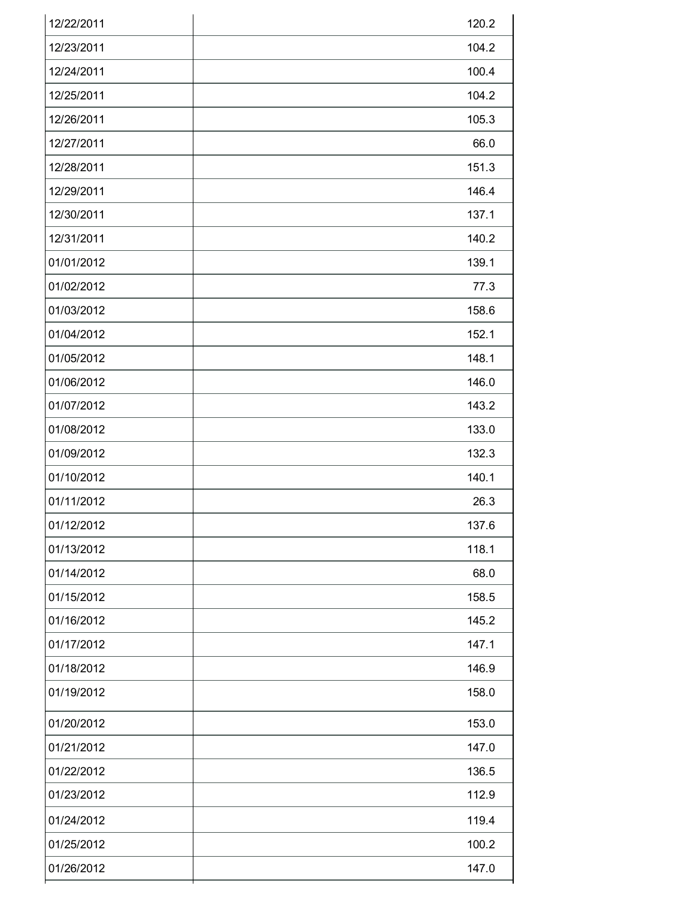| | |
|---|---|
| 12/22/2011 | 120.2 |
| 12/23/2011 | 104.2 |
| 12/24/2011 | 100.4 |
| 12/25/2011 | 104.2 |
| 12/26/2011 | 105.3 |
| 12/27/2011 | 66.0 |
| 12/28/2011 | 151.3 |
| 12/29/2011 | 146.4 |
| 12/30/2011 | 137.1 |
| 12/31/2011 | 140.2 |
| 01/01/2012 | 139.1 |
| 01/02/2012 | 77.3 |
| 01/03/2012 | 158.6 |
| 01/04/2012 | 152.1 |
| 01/05/2012 | 148.1 |
| 01/06/2012 | 146.0 |
| 01/07/2012 | 143.2 |
| 01/08/2012 | 133.0 |
| 01/09/2012 | 132.3 |
| 01/10/2012 | 140.1 |
| 01/11/2012 | 26.3 |
| 01/12/2012 | 137.6 |
| 01/13/2012 | 118.1 |
| 01/14/2012 | 68.0 |
| 01/15/2012 | 158.5 |
| 01/16/2012 | 145.2 |
| 01/17/2012 | 147.1 |
| 01/18/2012 | 146.9 |
| 01/19/2012 | 158.0 |
| 01/20/2012 | 153.0 |
| 01/21/2012 | 147.0 |
| 01/22/2012 | 136.5 |
| 01/23/2012 | 112.9 |
| 01/24/2012 | 119.4 |
| 01/25/2012 | 100.2 |
| 01/26/2012 | 147.0 |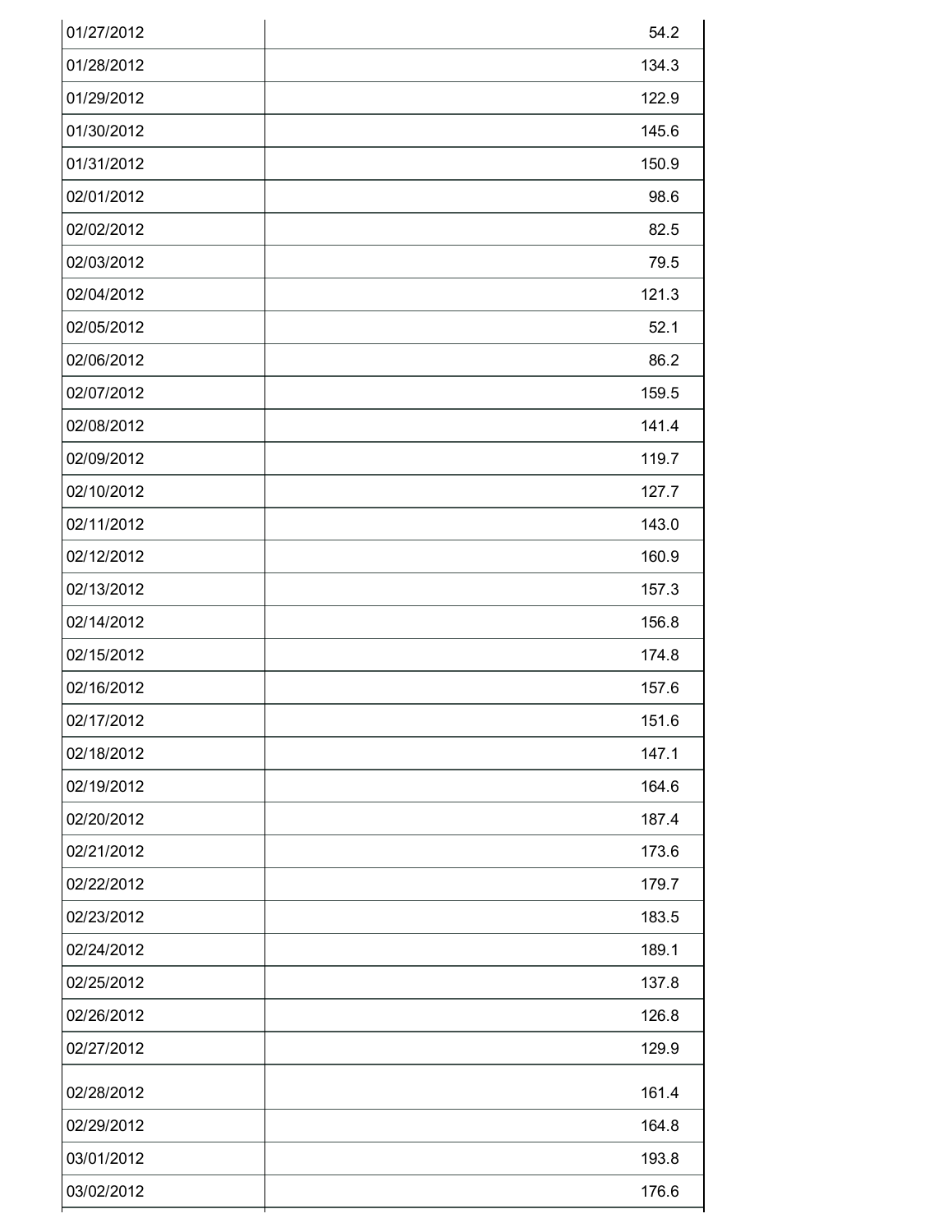| | |
|---|---|
| 01/27/2012 | 54.2 |
| 01/28/2012 | 134.3 |
| 01/29/2012 | 122.9 |
| 01/30/2012 | 145.6 |
| 01/31/2012 | 150.9 |
| 02/01/2012 | 98.6 |
| 02/02/2012 | 82.5 |
| 02/03/2012 | 79.5 |
| 02/04/2012 | 121.3 |
| 02/05/2012 | 52.1 |
| 02/06/2012 | 86.2 |
| 02/07/2012 | 159.5 |
| 02/08/2012 | 141.4 |
| 02/09/2012 | 119.7 |
| 02/10/2012 | 127.7 |
| 02/11/2012 | 143.0 |
| 02/12/2012 | 160.9 |
| 02/13/2012 | 157.3 |
| 02/14/2012 | 156.8 |
| 02/15/2012 | 174.8 |
| 02/16/2012 | 157.6 |
| 02/17/2012 | 151.6 |
| 02/18/2012 | 147.1 |
| 02/19/2012 | 164.6 |
| 02/20/2012 | 187.4 |
| 02/21/2012 | 173.6 |
| 02/22/2012 | 179.7 |
| 02/23/2012 | 183.5 |
| 02/24/2012 | 189.1 |
| 02/25/2012 | 137.8 |
| 02/26/2012 | 126.8 |
| 02/27/2012 | 129.9 |
| 02/28/2012 | 161.4 |
| 02/29/2012 | 164.8 |
| 03/01/2012 | 193.8 |
| 03/02/2012 | 176.6 |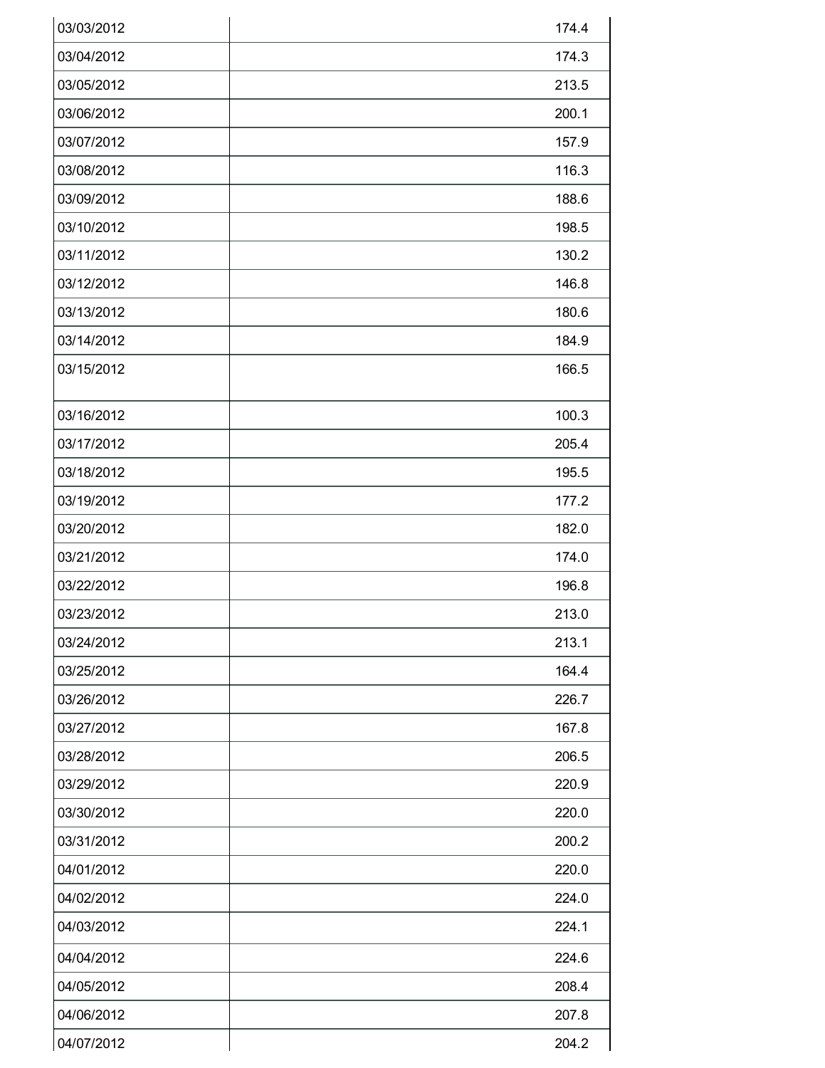| | |
|---|---|
| 03/03/2012 | 174.4 |
| 03/04/2012 | 174.3 |
| 03/05/2012 | 213.5 |
| 03/06/2012 | 200.1 |
| 03/07/2012 | 157.9 |
| 03/08/2012 | 116.3 |
| 03/09/2012 | 188.6 |
| 03/10/2012 | 198.5 |
| 03/11/2012 | 130.2 |
| 03/12/2012 | 146.8 |
| 03/13/2012 | 180.6 |
| 03/14/2012 | 184.9 |
| 03/15/2012 | 166.5 |
| 03/16/2012 | 100.3 |
| 03/17/2012 | 205.4 |
| 03/18/2012 | 195.5 |
| 03/19/2012 | 177.2 |
| 03/20/2012 | 182.0 |
| 03/21/2012 | 174.0 |
| 03/22/2012 | 196.8 |
| 03/23/2012 | 213.0 |
| 03/24/2012 | 213.1 |
| 03/25/2012 | 164.4 |
| 03/26/2012 | 226.7 |
| 03/27/2012 | 167.8 |
| 03/28/2012 | 206.5 |
| 03/29/2012 | 220.9 |
| 03/30/2012 | 220.0 |
| 03/31/2012 | 200.2 |
| 04/01/2012 | 220.0 |
| 04/02/2012 | 224.0 |
| 04/03/2012 | 224.1 |
| 04/04/2012 | 224.6 |
| 04/05/2012 | 208.4 |
| 04/06/2012 | 207.8 |
| 04/07/2012 | 204.2 |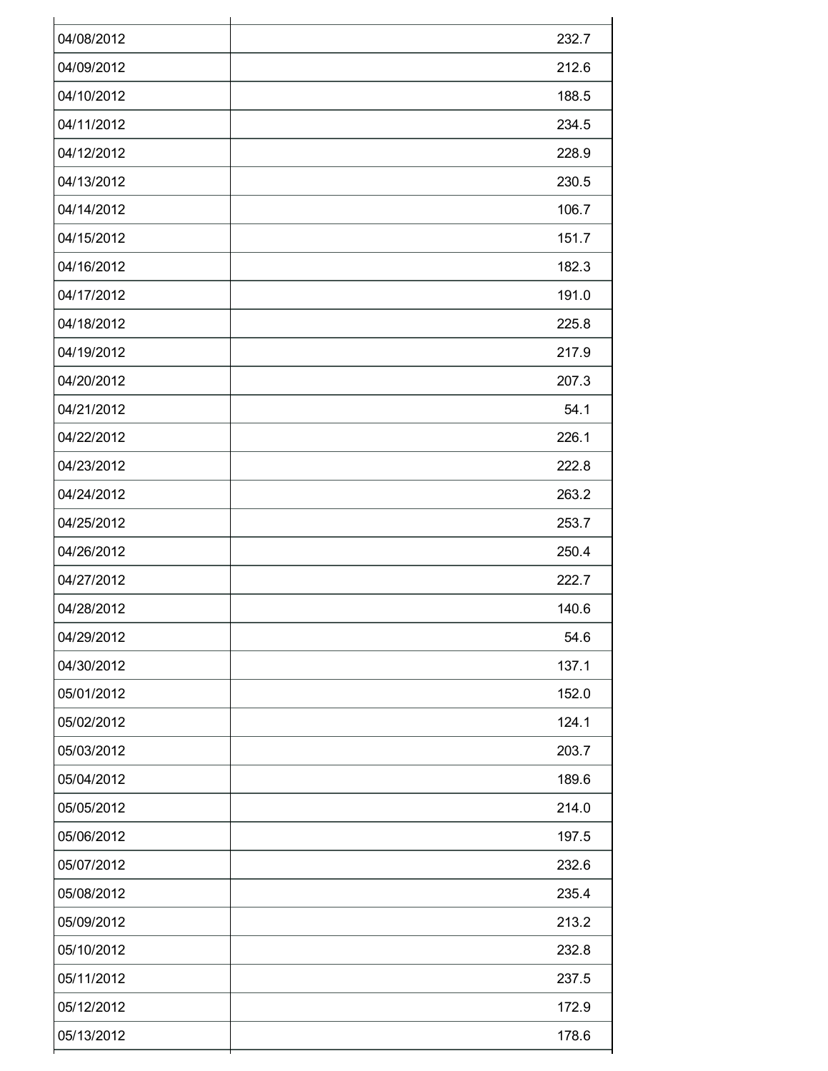| | |
|---|---:|
| 04/08/2012 | 232.7 |
| 04/09/2012 | 212.6 |
| 04/10/2012 | 188.5 |
| 04/11/2012 | 234.5 |
| 04/12/2012 | 228.9 |
| 04/13/2012 | 230.5 |
| 04/14/2012 | 106.7 |
| 04/15/2012 | 151.7 |
| 04/16/2012 | 182.3 |
| 04/17/2012 | 191.0 |
| 04/18/2012 | 225.8 |
| 04/19/2012 | 217.9 |
| 04/20/2012 | 207.3 |
| 04/21/2012 | 54.1 |
| 04/22/2012 | 226.1 |
| 04/23/2012 | 222.8 |
| 04/24/2012 | 263.2 |
| 04/25/2012 | 253.7 |
| 04/26/2012 | 250.4 |
| 04/27/2012 | 222.7 |
| 04/28/2012 | 140.6 |
| 04/29/2012 | 54.6 |
| 04/30/2012 | 137.1 |
| 05/01/2012 | 152.0 |
| 05/02/2012 | 124.1 |
| 05/03/2012 | 203.7 |
| 05/04/2012 | 189.6 |
| 05/05/2012 | 214.0 |
| 05/06/2012 | 197.5 |
| 05/07/2012 | 232.6 |
| 05/08/2012 | 235.4 |
| 05/09/2012 | 213.2 |
| 05/10/2012 | 232.8 |
| 05/11/2012 | 237.5 |
| 05/12/2012 | 172.9 |
| 05/13/2012 | 178.6 |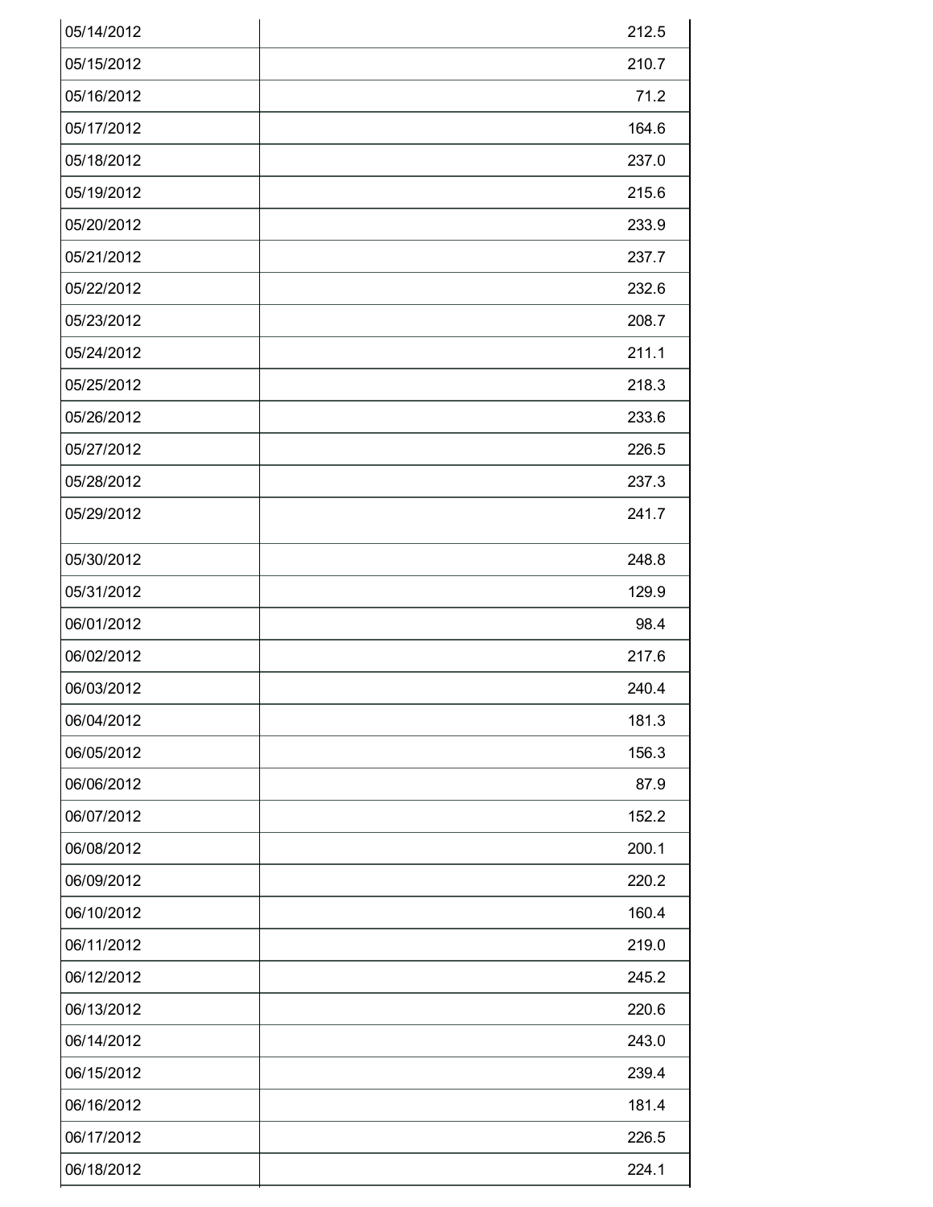| | |
|---|---|
| 05/14/2012 | 212.5 |
| 05/15/2012 | 210.7 |
| 05/16/2012 | 71.2 |
| 05/17/2012 | 164.6 |
| 05/18/2012 | 237.0 |
| 05/19/2012 | 215.6 |
| 05/20/2012 | 233.9 |
| 05/21/2012 | 237.7 |
| 05/22/2012 | 232.6 |
| 05/23/2012 | 208.7 |
| 05/24/2012 | 211.1 |
| 05/25/2012 | 218.3 |
| 05/26/2012 | 233.6 |
| 05/27/2012 | 226.5 |
| 05/28/2012 | 237.3 |
| 05/29/2012 | 241.7 |
| 05/30/2012 | 248.8 |
| 05/31/2012 | 129.9 |
| 06/01/2012 | 98.4 |
| 06/02/2012 | 217.6 |
| 06/03/2012 | 240.4 |
| 06/04/2012 | 181.3 |
| 06/05/2012 | 156.3 |
| 06/06/2012 | 87.9 |
| 06/07/2012 | 152.2 |
| 06/08/2012 | 200.1 |
| 06/09/2012 | 220.2 |
| 06/10/2012 | 160.4 |
| 06/11/2012 | 219.0 |
| 06/12/2012 | 245.2 |
| 06/13/2012 | 220.6 |
| 06/14/2012 | 243.0 |
| 06/15/2012 | 239.4 |
| 06/16/2012 | 181.4 |
| 06/17/2012 | 226.5 |
| 06/18/2012 | 224.1 |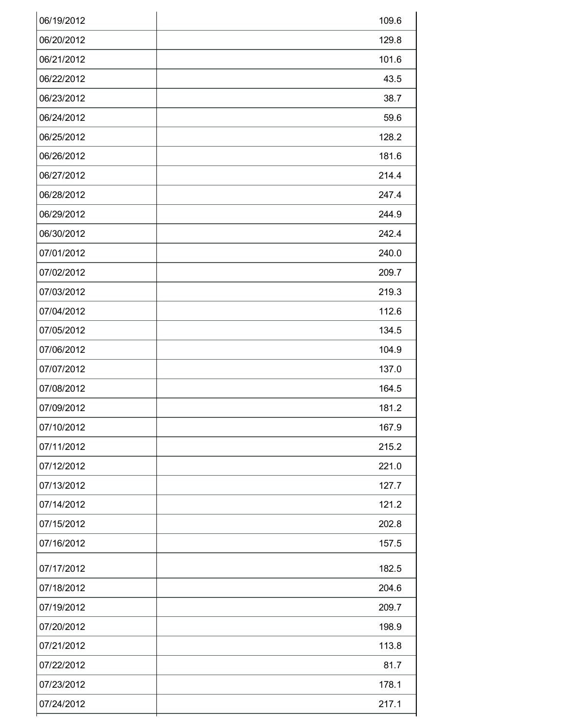| | |
|---|---|
| 06/19/2012 | 109.6 |
| 06/20/2012 | 129.8 |
| 06/21/2012 | 101.6 |
| 06/22/2012 | 43.5 |
| 06/23/2012 | 38.7 |
| 06/24/2012 | 59.6 |
| 06/25/2012 | 128.2 |
| 06/26/2012 | 181.6 |
| 06/27/2012 | 214.4 |
| 06/28/2012 | 247.4 |
| 06/29/2012 | 244.9 |
| 06/30/2012 | 242.4 |
| 07/01/2012 | 240.0 |
| 07/02/2012 | 209.7 |
| 07/03/2012 | 219.3 |
| 07/04/2012 | 112.6 |
| 07/05/2012 | 134.5 |
| 07/06/2012 | 104.9 |
| 07/07/2012 | 137.0 |
| 07/08/2012 | 164.5 |
| 07/09/2012 | 181.2 |
| 07/10/2012 | 167.9 |
| 07/11/2012 | 215.2 |
| 07/12/2012 | 221.0 |
| 07/13/2012 | 127.7 |
| 07/14/2012 | 121.2 |
| 07/15/2012 | 202.8 |
| 07/16/2012 | 157.5 |
| 07/17/2012 | 182.5 |
| 07/18/2012 | 204.6 |
| 07/19/2012 | 209.7 |
| 07/20/2012 | 198.9 |
| 07/21/2012 | 113.8 |
| 07/22/2012 | 81.7 |
| 07/23/2012 | 178.1 |
| 07/24/2012 | 217.1 |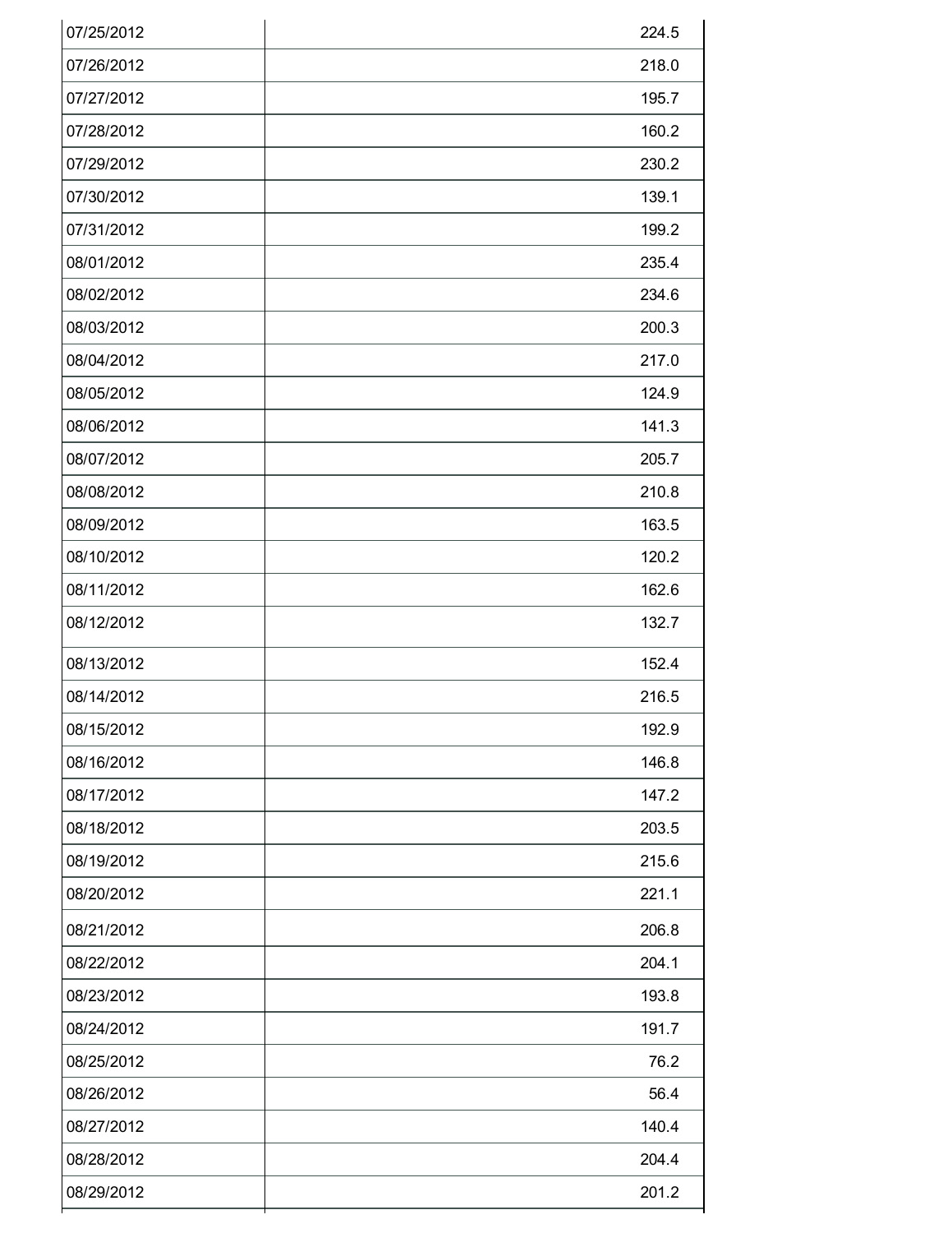| 07/25/2012 | 224.5 |
|---|---|
| 07/26/2012 | 218.0 |
| 07/27/2012 | 195.7 |
| 07/28/2012 | 160.2 |
| 07/29/2012 | 230.2 |
| 07/30/2012 | 139.1 |
| 07/31/2012 | 199.2 |
| 08/01/2012 | 235.4 |
| 08/02/2012 | 234.6 |
| 08/03/2012 | 200.3 |
| 08/04/2012 | 217.0 |
| 08/05/2012 | 124.9 |
| 08/06/2012 | 141.3 |
| 08/07/2012 | 205.7 |
| 08/08/2012 | 210.8 |
| 08/09/2012 | 163.5 |
| 08/10/2012 | 120.2 |
| 08/11/2012 | 162.6 |
| 08/12/2012 | 132.7 |
| 08/13/2012 | 152.4 |
| 08/14/2012 | 216.5 |
| 08/15/2012 | 192.9 |
| 08/16/2012 | 146.8 |
| 08/17/2012 | 147.2 |
| 08/18/2012 | 203.5 |
| 08/19/2012 | 215.6 |
| 08/20/2012 | 221.1 |
| 08/21/2012 | 206.8 |
| 08/22/2012 | 204.1 |
| 08/23/2012 | 193.8 |
| 08/24/2012 | 191.7 |
| 08/25/2012 | 76.2 |
| 08/26/2012 | 56.4 |
| 08/27/2012 | 140.4 |
| 08/28/2012 | 204.4 |
| 08/29/2012 | 201.2 |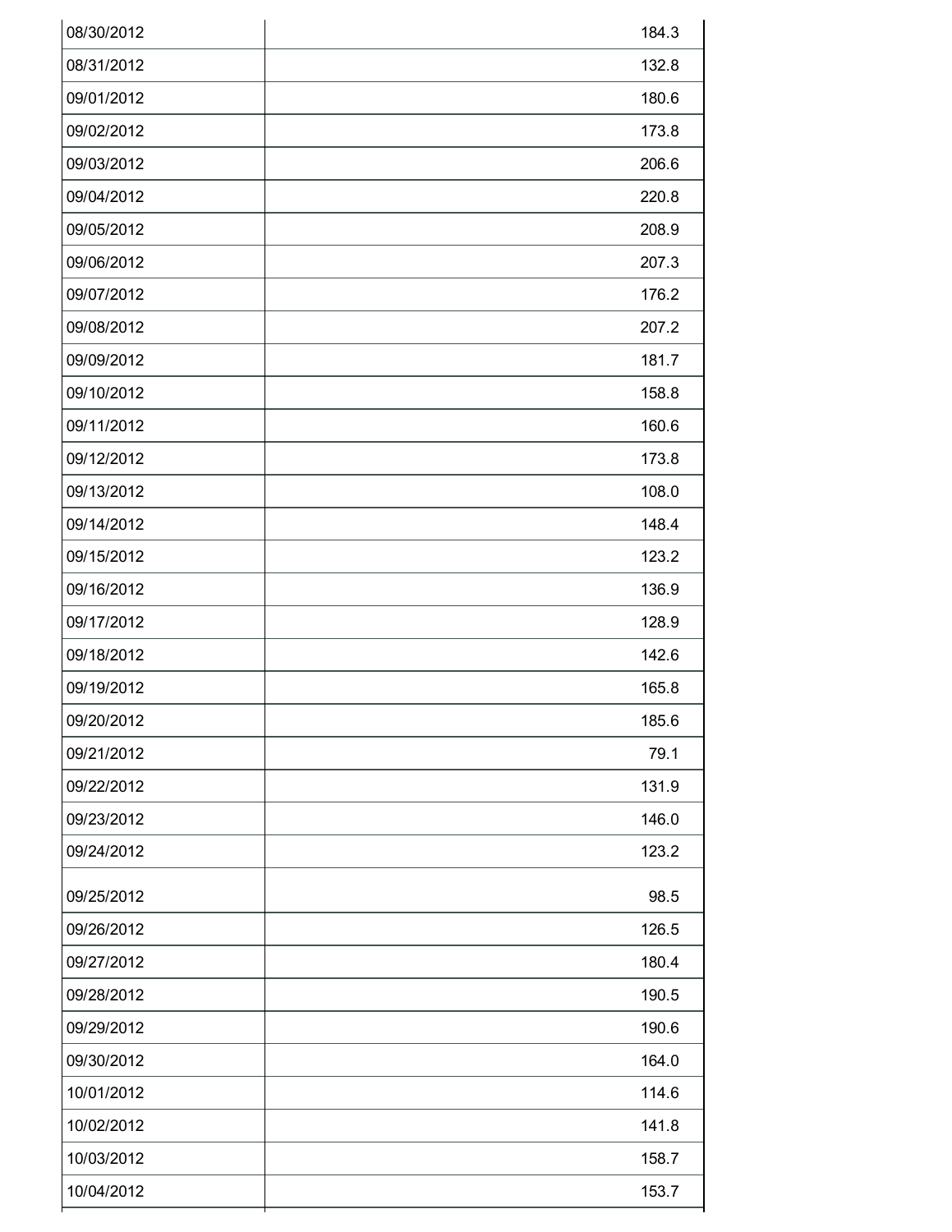| | |
|---|---|
| 08/30/2012 | 184.3 |
| 08/31/2012 | 132.8 |
| 09/01/2012 | 180.6 |
| 09/02/2012 | 173.8 |
| 09/03/2012 | 206.6 |
| 09/04/2012 | 220.8 |
| 09/05/2012 | 208.9 |
| 09/06/2012 | 207.3 |
| 09/07/2012 | 176.2 |
| 09/08/2012 | 207.2 |
| 09/09/2012 | 181.7 |
| 09/10/2012 | 158.8 |
| 09/11/2012 | 160.6 |
| 09/12/2012 | 173.8 |
| 09/13/2012 | 108.0 |
| 09/14/2012 | 148.4 |
| 09/15/2012 | 123.2 |
| 09/16/2012 | 136.9 |
| 09/17/2012 | 128.9 |
| 09/18/2012 | 142.6 |
| 09/19/2012 | 165.8 |
| 09/20/2012 | 185.6 |
| 09/21/2012 | 79.1 |
| 09/22/2012 | 131.9 |
| 09/23/2012 | 146.0 |
| 09/24/2012 | 123.2 |
| 09/25/2012 | 98.5 |
| 09/26/2012 | 126.5 |
| 09/27/2012 | 180.4 |
| 09/28/2012 | 190.5 |
| 09/29/2012 | 190.6 |
| 09/30/2012 | 164.0 |
| 10/01/2012 | 114.6 |
| 10/02/2012 | 141.8 |
| 10/03/2012 | 158.7 |
| 10/04/2012 | 153.7 |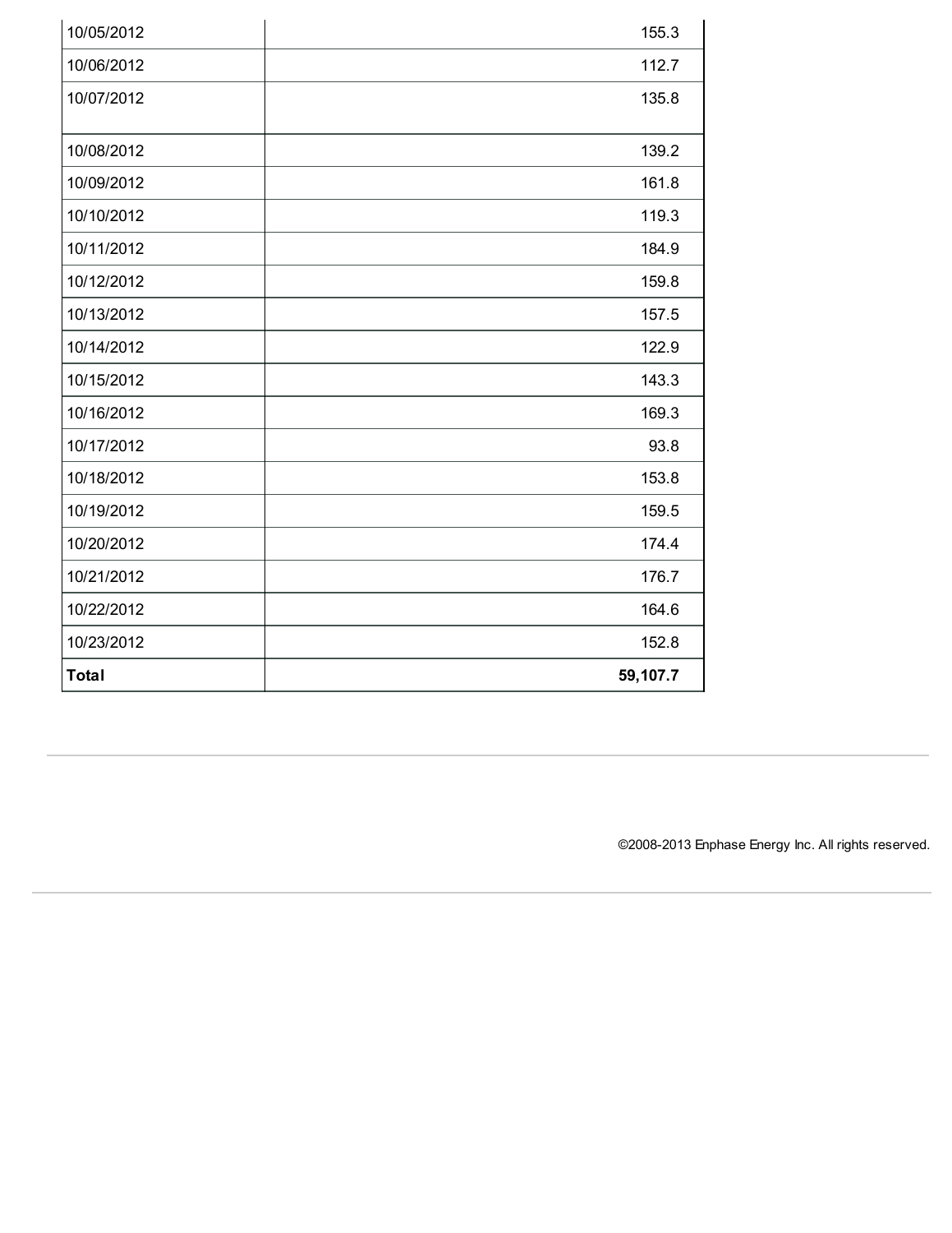| | |
|---|---|
| 10/05/2012 | 155.3 |
| 10/06/2012 | 112.7 |
| 10/07/2012 | 135.8 |
| 10/08/2012 | 139.2 |
| 10/09/2012 | 161.8 |
| 10/10/2012 | 119.3 |
| 10/11/2012 | 184.9 |
| 10/12/2012 | 159.8 |
| 10/13/2012 | 157.5 |
| 10/14/2012 | 122.9 |
| 10/15/2012 | 143.3 |
| 10/16/2012 | 169.3 |
| 10/17/2012 | 93.8 |
| 10/18/2012 | 153.8 |
| 10/19/2012 | 159.5 |
| 10/20/2012 | 174.4 |
| 10/21/2012 | 176.7 |
| 10/22/2012 | 164.6 |
| 10/23/2012 | 152.8 |
| **Total** | **59,107.7** |

©2008-2013 Enphase Energy Inc. All rights reserved.